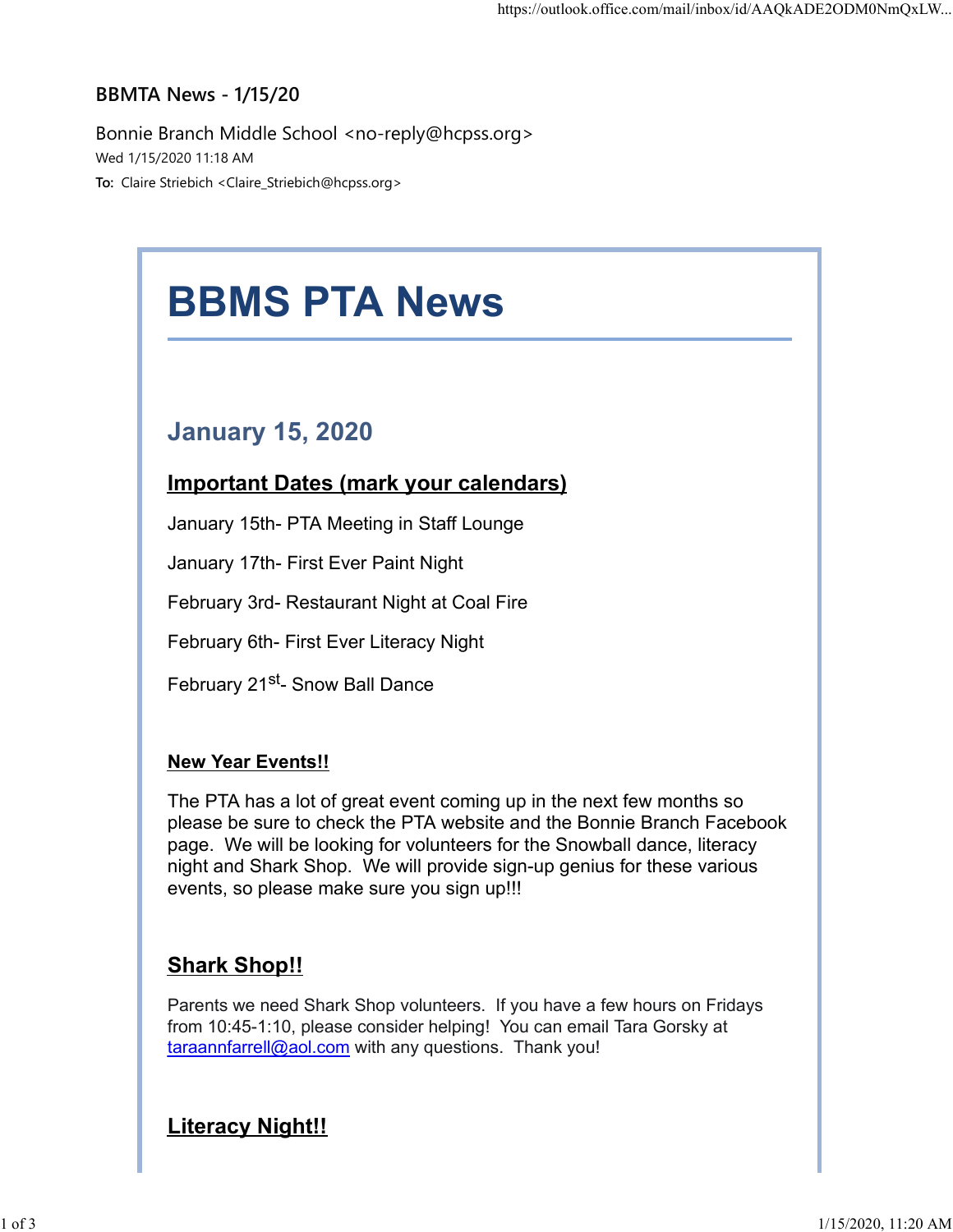BBMTA News - 1/15/20

Bonnie Branch Middle School <no-reply@hcpss.org>
Wed 1/15/2020 11:18 AM
**To:** Claire Striebich <Claire_Striebich@hcpss.org>

# BBMS PTA News

## January 15, 2020

### Important Dates (mark your calendars)

January 15th- PTA Meeting in Staff Lounge

January 17th- First Ever Paint Night

February 3rd- Restaurant Night at Coal Fire

February 6th- First Ever Literacy Night

February 21st- Snow Ball Dance

#### New Year Events!!

The PTA has a lot of great event coming up in the next few months so please be sure to check the PTA website and the Bonnie Branch Facebook page. We will be looking for volunteers for the Snowball dance, literacy night and Shark Shop. We will provide sign-up genius for these various events, so please make sure you sign up!!!

### Shark Shop!!

Parents we need Shark Shop volunteers. If you have a few hours on Fridays from 10:45-1:10, please consider helping! You can email Tara Gorsky at taraannfarrell@aol.com with any questions. Thank you!

### Literacy Night!!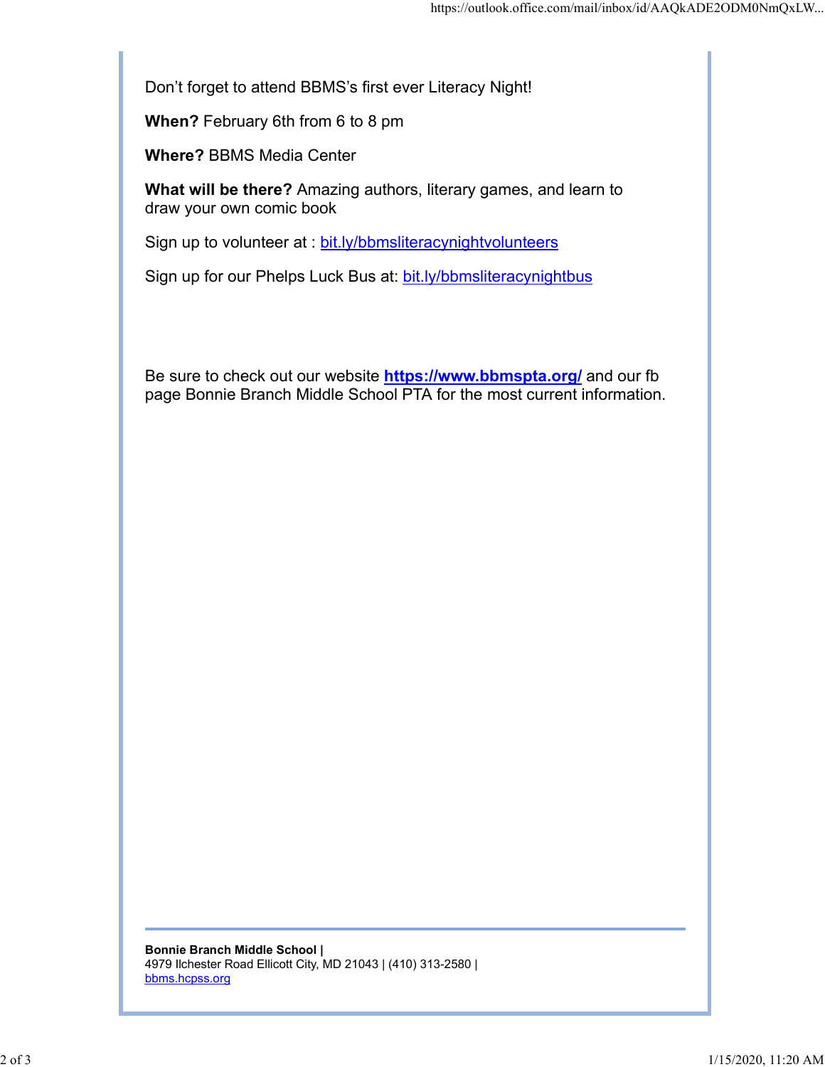Don't forget to attend BBMS's first ever Literacy Night!

**When?** February 6th from 6 to 8 pm

**Where?** BBMS Media Center

**What will be there?** Amazing authors, literary games, and learn to draw your own comic book

Sign up to volunteer at : bit.ly/bbmsliteracynightvolunteers

Sign up for our Phelps Luck Bus at: bit.ly/bbmsliteracynightbus

Be sure to check out our website **https://www.bbmspta.org/** and our fb page Bonnie Branch Middle School PTA for the most current information.

---

**Bonnie Branch Middle School |**
4979 Ilchester Road Ellicott City, MD 21043 | (410) 313-2580 |
bbms.hcpss.org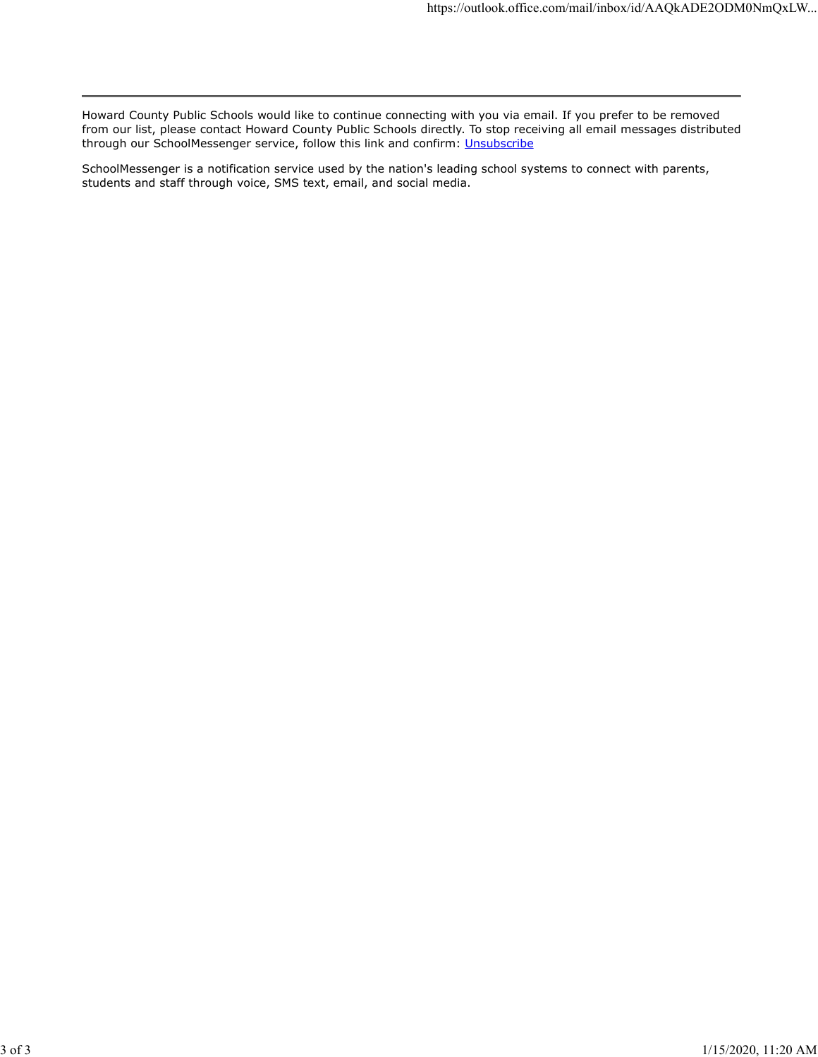---

Howard County Public Schools would like to continue connecting with you via email. If you prefer to be removed from our list, please contact Howard County Public Schools directly. To stop receiving all email messages distributed through our SchoolMessenger service, follow this link and confirm: Unsubscribe

SchoolMessenger is a notification service used by the nation's leading school systems to connect with parents, students and staff through voice, SMS text, email, and social media.